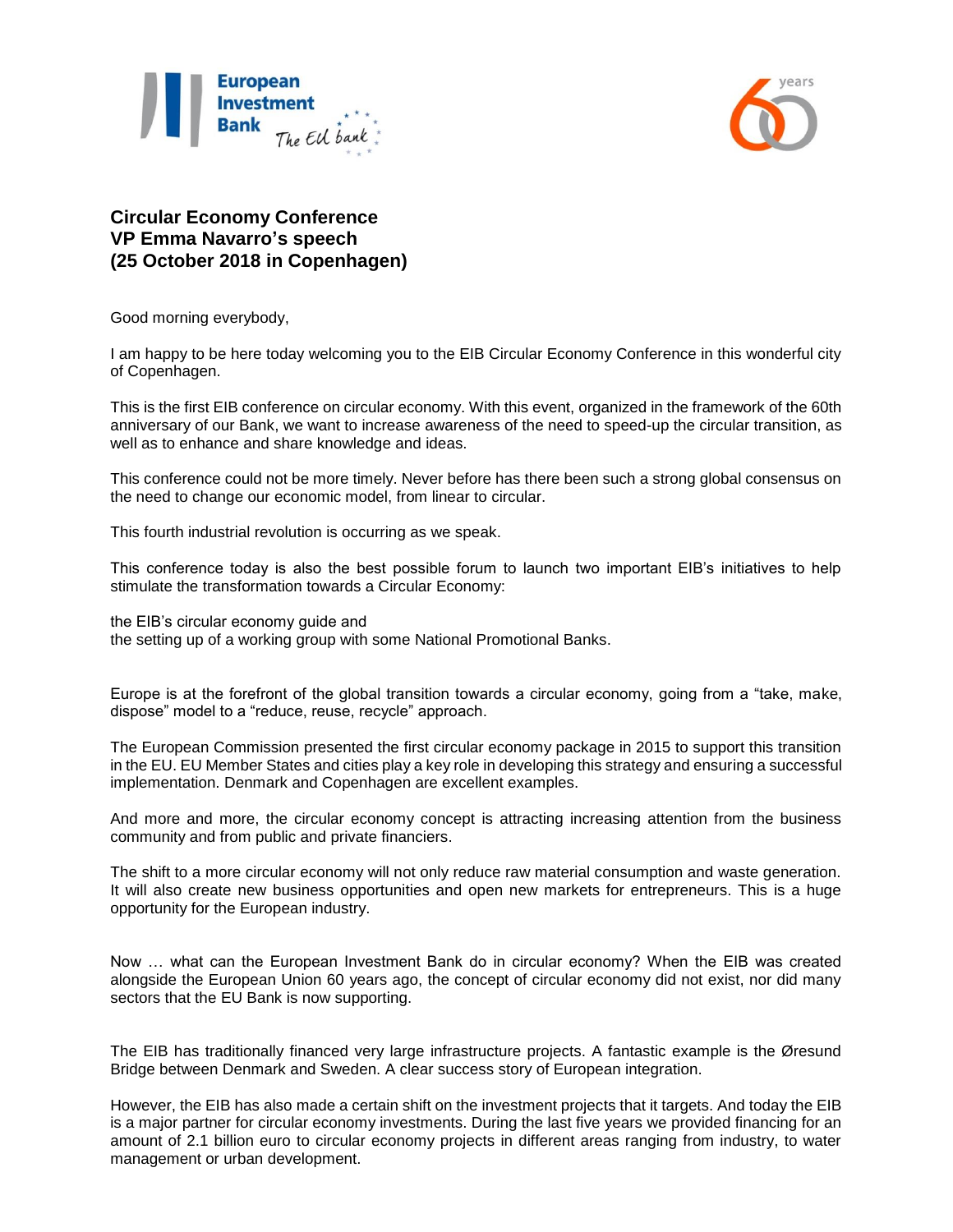**Circular Economy Conference**
**VP Emma Navarro's speech**
**(25 October 2018 in Copenhagen)**

Good morning everybody,

I am happy to be here today welcoming you to the EIB Circular Economy Conference in this wonderful city of Copenhagen.

This is the first EIB conference on circular economy. With this event, organized in the framework of the 60th anniversary of our Bank, we want to increase awareness of the need to speed-up the circular transition, as well as to enhance and share knowledge and ideas.

This conference could not be more timely. Never before has there been such a strong global consensus on the need to change our economic model, from linear to circular.

This fourth industrial revolution is occurring as we speak.

This conference today is also the best possible forum to launch two important EIB's initiatives to help stimulate the transformation towards a Circular Economy:

the EIB's circular economy guide and
the setting up of a working group with some National Promotional Banks.

Europe is at the forefront of the global transition towards a circular economy, going from a "take, make, dispose" model to a "reduce, reuse, recycle" approach.

The European Commission presented the first circular economy package in 2015 to support this transition in the EU. EU Member States and cities play a key role in developing this strategy and ensuring a successful implementation. Denmark and Copenhagen are excellent examples.

And more and more, the circular economy concept is attracting increasing attention from the business community and from public and private financiers.

The shift to a more circular economy will not only reduce raw material consumption and waste generation. It will also create new business opportunities and open new markets for entrepreneurs. This is a huge opportunity for the European industry.

Now … what can the European Investment Bank do in circular economy? When the EIB was created alongside the European Union 60 years ago, the concept of circular economy did not exist, nor did many sectors that the EU Bank is now supporting.

The EIB has traditionally financed very large infrastructure projects. A fantastic example is the Øresund Bridge between Denmark and Sweden. A clear success story of European integration.

However, the EIB has also made a certain shift on the investment projects that it targets. And today the EIB is a major partner for circular economy investments. During the last five years we provided financing for an amount of 2.1 billion euro to circular economy projects in different areas ranging from industry, to water management or urban development.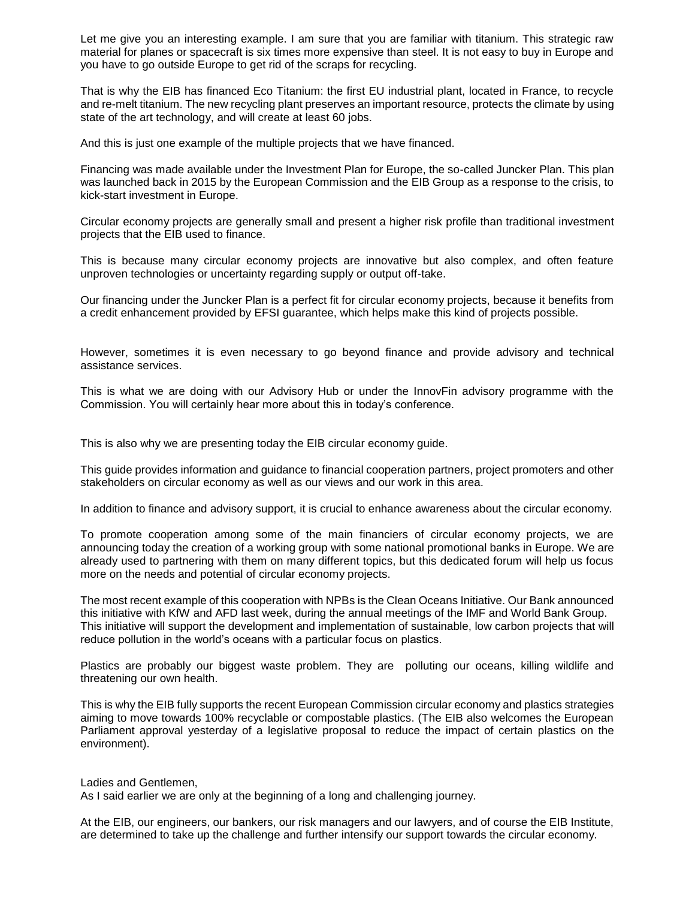Let me give you an interesting example. I am sure that you are familiar with titanium. This strategic raw material for planes or spacecraft is six times more expensive than steel. It is not easy to buy in Europe and you have to go outside Europe to get rid of the scraps for recycling.

That is why the EIB has financed Eco Titanium: the first EU industrial plant, located in France, to recycle and re-melt titanium. The new recycling plant preserves an important resource, protects the climate by using state of the art technology, and will create at least 60 jobs.

And this is just one example of the multiple projects that we have financed.

Financing was made available under the Investment Plan for Europe, the so-called Juncker Plan. This plan was launched back in 2015 by the European Commission and the EIB Group as a response to the crisis, to kick-start investment in Europe.

Circular economy projects are generally small and present a higher risk profile than traditional investment projects that the EIB used to finance.

This is because many circular economy projects are innovative but also complex, and often feature unproven technologies or uncertainty regarding supply or output off-take.

Our financing under the Juncker Plan is a perfect fit for circular economy projects, because it benefits from a credit enhancement provided by EFSI guarantee, which helps make this kind of projects possible.

However, sometimes it is even necessary to go beyond finance and provide advisory and technical assistance services.

This is what we are doing with our Advisory Hub or under the InnovFin advisory programme with the Commission. You will certainly hear more about this in today's conference.

This is also why we are presenting today the EIB circular economy guide.

This guide provides information and guidance to financial cooperation partners, project promoters and other stakeholders on circular economy as well as our views and our work in this area.

In addition to finance and advisory support, it is crucial to enhance awareness about the circular economy.

To promote cooperation among some of the main financiers of circular economy projects, we are announcing today the creation of a working group with some national promotional banks in Europe. We are already used to partnering with them on many different topics, but this dedicated forum will help us focus more on the needs and potential of circular economy projects.

The most recent example of this cooperation with NPBs is the Clean Oceans Initiative. Our Bank announced this initiative with KfW and AFD last week, during the annual meetings of the IMF and World Bank Group. This initiative will support the development and implementation of sustainable, low carbon projects that will reduce pollution in the world's oceans with a particular focus on plastics.

Plastics are probably our biggest waste problem. They are polluting our oceans, killing wildlife and threatening our own health.

This is why the EIB fully supports the recent European Commission circular economy and plastics strategies aiming to move towards 100% recyclable or compostable plastics. (The EIB also welcomes the European Parliament approval yesterday of a legislative proposal to reduce the impact of certain plastics on the environment).

Ladies and Gentlemen,
As I said earlier we are only at the beginning of a long and challenging journey.

At the EIB, our engineers, our bankers, our risk managers and our lawyers, and of course the EIB Institute, are determined to take up the challenge and further intensify our support towards the circular economy.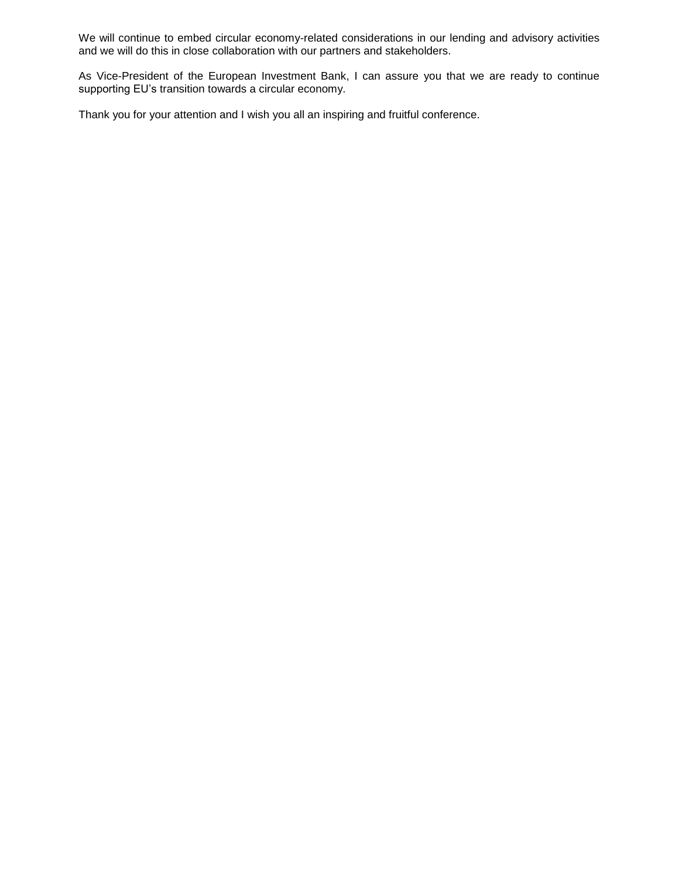We will continue to embed circular economy-related considerations in our lending and advisory activities and we will do this in close collaboration with our partners and stakeholders.

As Vice-President of the European Investment Bank, I can assure you that we are ready to continue supporting EU’s transition towards a circular economy.

Thank you for your attention and I wish you all an inspiring and fruitful conference.